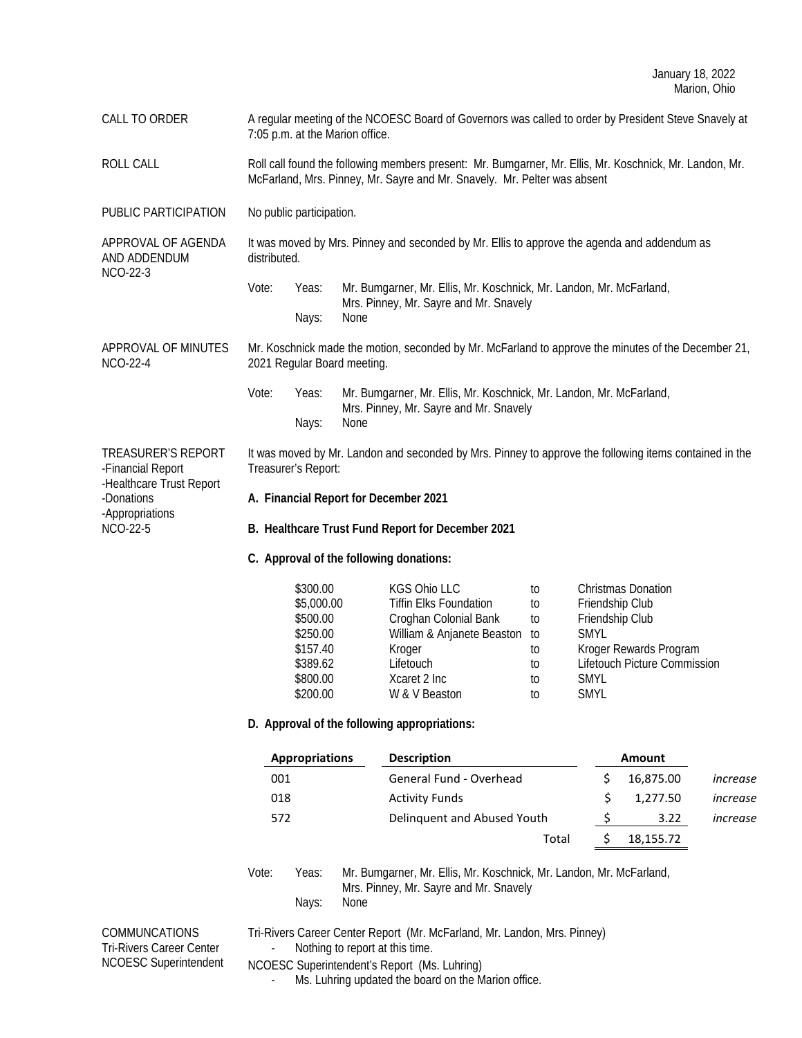January 18, 2022
Marion, Ohio

**CALL TO ORDER**

A regular meeting of the NCOESC Board of Governors was called to order by President Steve Snavely at 7:05 p.m. at the Marion office.

**ROLL CALL**

Roll call found the following members present: Mr. Bumgarner, Mr. Ellis, Mr. Koschnick, Mr. Landon, Mr. McFarland, Mrs. Pinney, Mr. Sayre and Mr. Snavely. Mr. Pelter was absent

**PUBLIC PARTICIPATION**

No public participation.

**APPROVAL OF AGENDA AND ADDENDUM**
**NCO-22-3**

It was moved by Mrs. Pinney and seconded by Mr. Ellis to approve the agenda and addendum as distributed.

Vote: Yeas: Mr. Bumgarner, Mr. Ellis, Mr. Koschnick, Mr. Landon, Mr. McFarland, Mrs. Pinney, Mr. Sayre and Mr. Snavely
Nays: None

**APPROVAL OF MINUTES**
**NCO-22-4**

Mr. Koschnick made the motion, seconded by Mr. McFarland to approve the minutes of the December 21, 2021 Regular Board meeting.

Vote: Yeas: Mr. Bumgarner, Mr. Ellis, Mr. Koschnick, Mr. Landon, Mr. McFarland, Mrs. Pinney, Mr. Sayre and Mr. Snavely
Nays: None

**TREASURER'S REPORT**
-Financial Report
-Healthcare Trust Report
-Donations
-Appropriations
**NCO-22-5**

It was moved by Mr. Landon and seconded by Mrs. Pinney to approve the following items contained in the Treasurer's Report:

**A. Financial Report for December 2021**

**B. Healthcare Trust Fund Report for December 2021**

**C. Approval of the following donations:**

| | | | |
|---|---|---|---|
| $300.00 | KGS Ohio LLC | to | Christmas Donation |
| $5,000.00 | Tiffin Elks Foundation | to | Friendship Club |
| $500.00 | Croghan Colonial Bank | to | Friendship Club |
| $250.00 | William & Anjanete Beaston | to | SMYL |
| $157.40 | Kroger | to | Kroger Rewards Program |
| $389.62 | Lifetouch | to | Lifetouch Picture Commission |
| $800.00 | Xcaret 2 Inc | to | SMYL |
| $200.00 | W & V Beaston | to | SMYL |

**D. Approval of the following appropriations:**

| Appropriations | Description | Amount | |
|---|---|---|---|
| 001 | General Fund - Overhead | $ 16,875.00 | *increase* |
| 018 | Activity Funds | $ 1,277.50 | *increase* |
| 572 | Delinquent and Abused Youth | $ 3.22 | *increase* |
| | Total | $ 18,155.72 | |

Vote: Yeas: Mr. Bumgarner, Mr. Ellis, Mr. Koschnick, Mr. Landon, Mr. McFarland, Mrs. Pinney, Mr. Sayre and Mr. Snavely
Nays: None

**COMMUNCATIONS**
Tri-Rivers Career Center
NCOESC Superintendent

Tri-Rivers Career Center Report (Mr. McFarland, Mr. Landon, Mrs. Pinney)

- Nothing to report at this time.

NCOESC Superintendent's Report (Ms. Luhring)

- Ms. Luhring updated the board on the Marion office.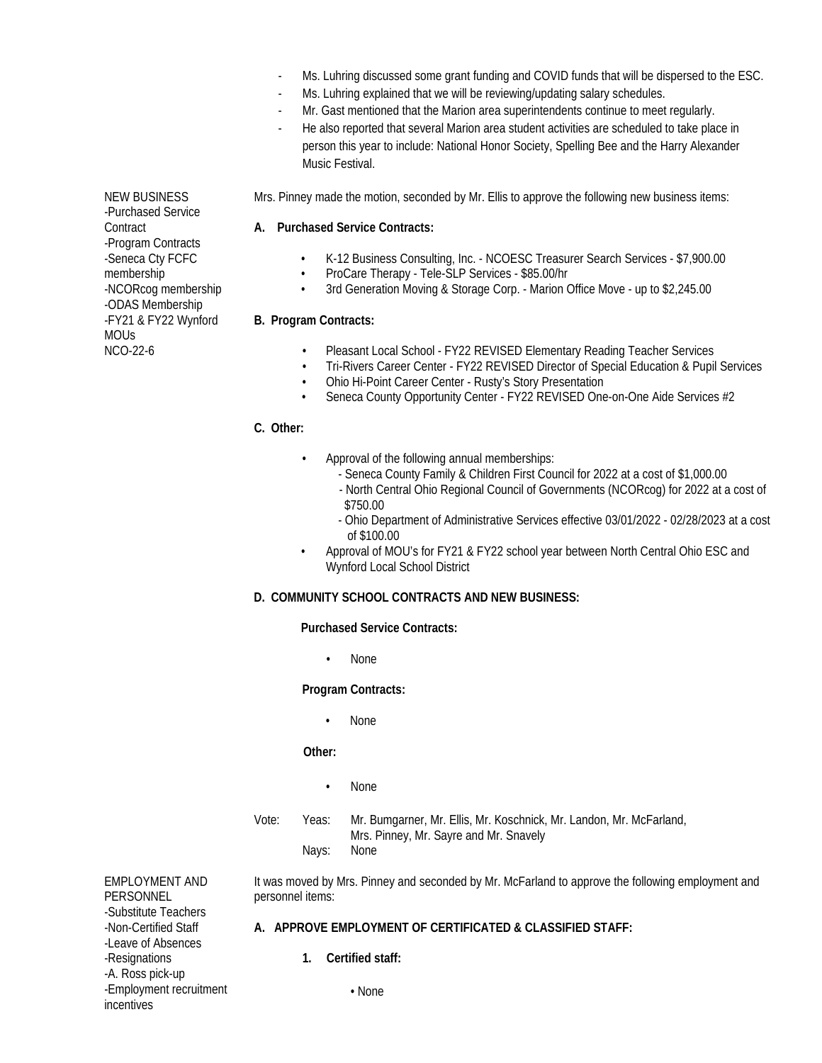- Ms. Luhring discussed some grant funding and COVID funds that will be dispersed to the ESC.
- Ms. Luhring explained that we will be reviewing/updating salary schedules.
- Mr. Gast mentioned that the Marion area superintendents continue to meet regularly.
- He also reported that several Marion area student activities are scheduled to take place in person this year to include: National Honor Society, Spelling Bee and the Harry Alexander Music Festival.

NEW BUSINESS
-Purchased Service Contract
-Program Contracts
-Seneca Cty FCFC membership
-NCORcog membership
-ODAS Membership
-FY21 & FY22 Wynford MOUs
NCO-22-6

Mrs. Pinney made the motion, seconded by Mr. Ellis to approve the following new business items:

**A. Purchased Service Contracts:**

- K-12 Business Consulting, Inc. - NCOESC Treasurer Search Services - $7,900.00
- ProCare Therapy - Tele-SLP Services - $85.00/hr
- 3rd Generation Moving & Storage Corp. - Marion Office Move - up to $2,245.00

**B. Program Contracts:**

- Pleasant Local School - FY22 REVISED Elementary Reading Teacher Services
- Tri-Rivers Career Center - FY22 REVISED Director of Special Education & Pupil Services
- Ohio Hi-Point Career Center - Rusty's Story Presentation
- Seneca County Opportunity Center - FY22 REVISED One-on-One Aide Services #2

**C. Other:**

- Approval of the following annual memberships:
  - Seneca County Family & Children First Council for 2022 at a cost of $1,000.00
  - North Central Ohio Regional Council of Governments (NCORcog) for 2022 at a cost of $750.00
  - Ohio Department of Administrative Services effective 03/01/2022 - 02/28/2023 at a cost of $100.00
- Approval of MOU's for FY21 & FY22 school year between North Central Ohio ESC and Wynford Local School District

**D. COMMUNITY SCHOOL CONTRACTS AND NEW BUSINESS:**

**Purchased Service Contracts:**

- None

**Program Contracts:**

- None

**Other:**

- None

Vote: Yeas: Mr. Bumgarner, Mr. Ellis, Mr. Koschnick, Mr. Landon, Mr. McFarland, Mrs. Pinney, Mr. Sayre and Mr. Snavely
Nays: None

EMPLOYMENT AND PERSONNEL
-Substitute Teachers
-Non-Certified Staff
-Leave of Absences
-Resignations
-A. Ross pick-up
-Employment recruitment incentives

It was moved by Mrs. Pinney and seconded by Mr. McFarland to approve the following employment and personnel items:

**A. APPROVE EMPLOYMENT OF CERTIFICATED & CLASSIFIED STAFF:**

**1. Certified staff:**

- None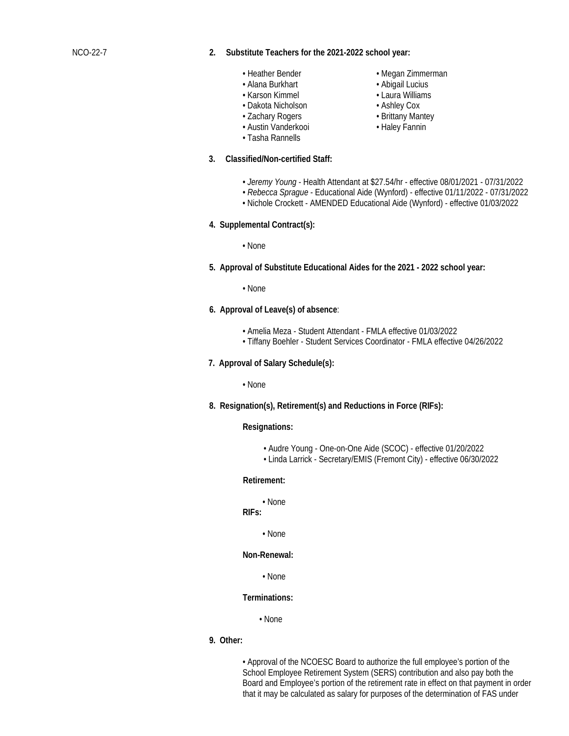NCO-22-7

**2. Substitute Teachers for the 2021-2022 school year:**

- Heather Bender
- Alana Burkhart
- Karson Kimmel
- Dakota Nicholson
- Zachary Rogers
- Austin Vanderkooi
- Tasha Rannells
- Megan Zimmerman
- Abigail Lucius
- Laura Williams
- Ashley Cox
- Brittany Mantey
- Haley Fannin

**3. Classified/Non-certified Staff:**

- *Jeremy Young* - Health Attendant at $27.54/hr - effective 08/01/2021 - 07/31/2022
- *Rebecca Sprague* - Educational Aide (Wynford) - effective 01/11/2022 - 07/31/2022
- Nichole Crockett - AMENDED Educational Aide (Wynford) - effective 01/03/2022

**4. Supplemental Contract(s):**

- None

**5. Approval of Substitute Educational Aides for the 2021 - 2022 school year:**

- None

**6. Approval of Leave(s) of absence**:

- Amelia Meza - Student Attendant - FMLA effective 01/03/2022
- Tiffany Boehler - Student Services Coordinator - FMLA effective 04/26/2022

**7. Approval of Salary Schedule(s):**

- None

**8. Resignation(s), Retirement(s) and Reductions in Force (RIFs):**

**Resignations:**

- Audre Young - One-on-One Aide (SCOC) - effective 01/20/2022
- Linda Larrick - Secretary/EMIS (Fremont City) - effective 06/30/2022

**Retirement:**

- None

**RIFs:**

- None

**Non-Renewal:**

- None

**Terminations:**

- None

**9. Other:**

- Approval of the NCOESC Board to authorize the full employee's portion of the School Employee Retirement System (SERS) contribution and also pay both the Board and Employee's portion of the retirement rate in effect on that payment in order that it may be calculated as salary for purposes of the determination of FAS under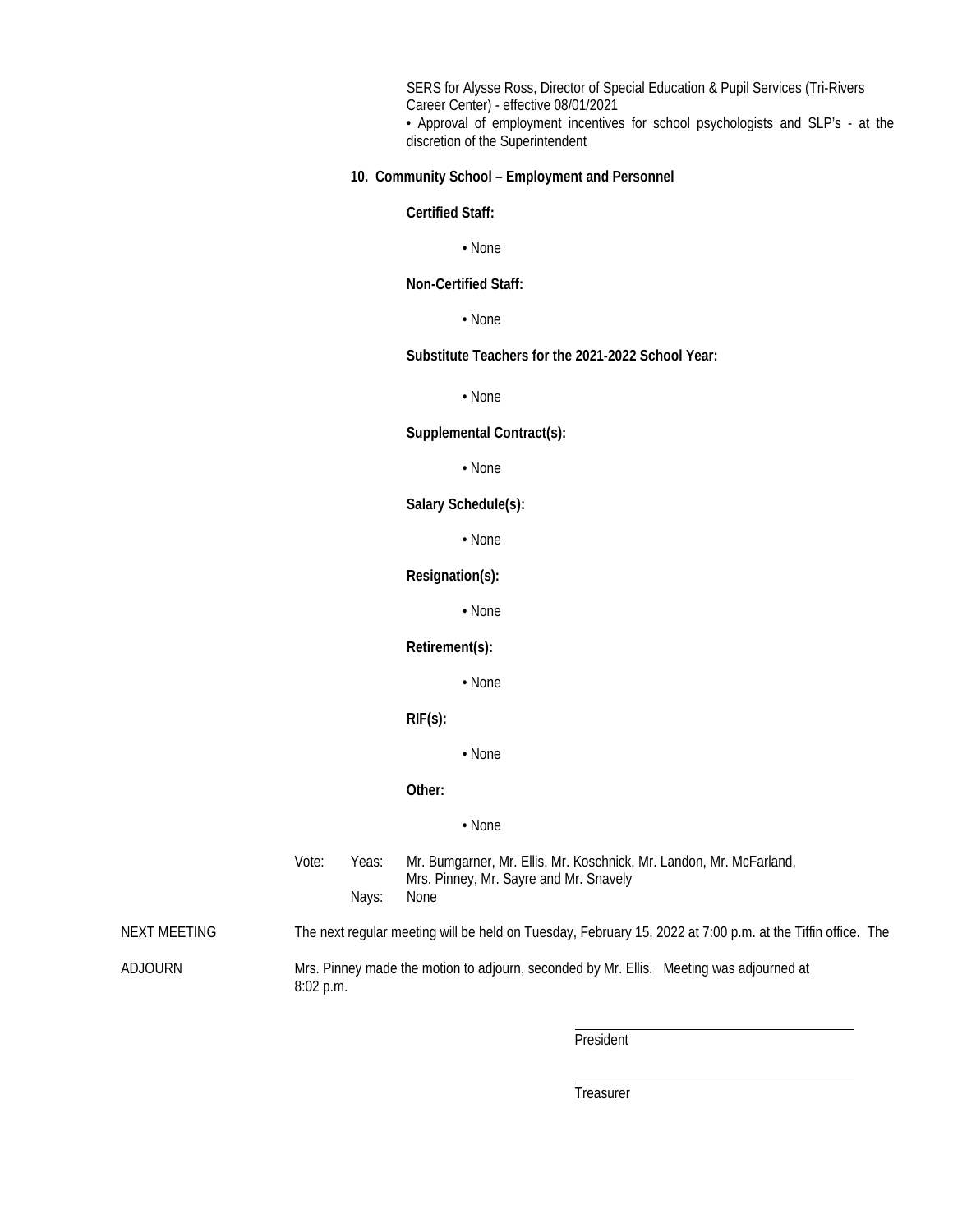SERS for Alysse Ross, Director of Special Education & Pupil Services (Tri-Rivers Career Center) - effective 08/01/2021

• Approval of employment incentives for school psychologists and SLP's - at the discretion of the Superintendent

**10. Community School – Employment and Personnel**

**Certified Staff:**

• None

**Non-Certified Staff:**

• None

**Substitute Teachers for the 2021-2022 School Year:**

• None

**Supplemental Contract(s):**

• None

**Salary Schedule(s):**

• None

**Resignation(s):**

• None

**Retirement(s):**

• None

**RIF(s):**

• None

**Other:**

• None

Vote: Yeas: Mr. Bumgarner, Mr. Ellis, Mr. Koschnick, Mr. Landon, Mr. McFarland, Mrs. Pinney, Mr. Sayre and Mr. Snavely

Nays: None

NEXT MEETING The next regular meeting will be held on Tuesday, February 15, 2022 at 7:00 p.m. at the Tiffin office. The

ADJOURN Mrs. Pinney made the motion to adjourn, seconded by Mr. Ellis. Meeting was adjourned at 8:02 p.m.

\_\_\_\_\_\_\_\_\_\_\_\_\_\_\_\_\_\_\_\_\_\_\_\_\_\_\_\_\_\_
President

\_\_\_\_\_\_\_\_\_\_\_\_\_\_\_\_\_\_\_\_\_\_\_\_\_\_\_\_\_\_
Treasurer